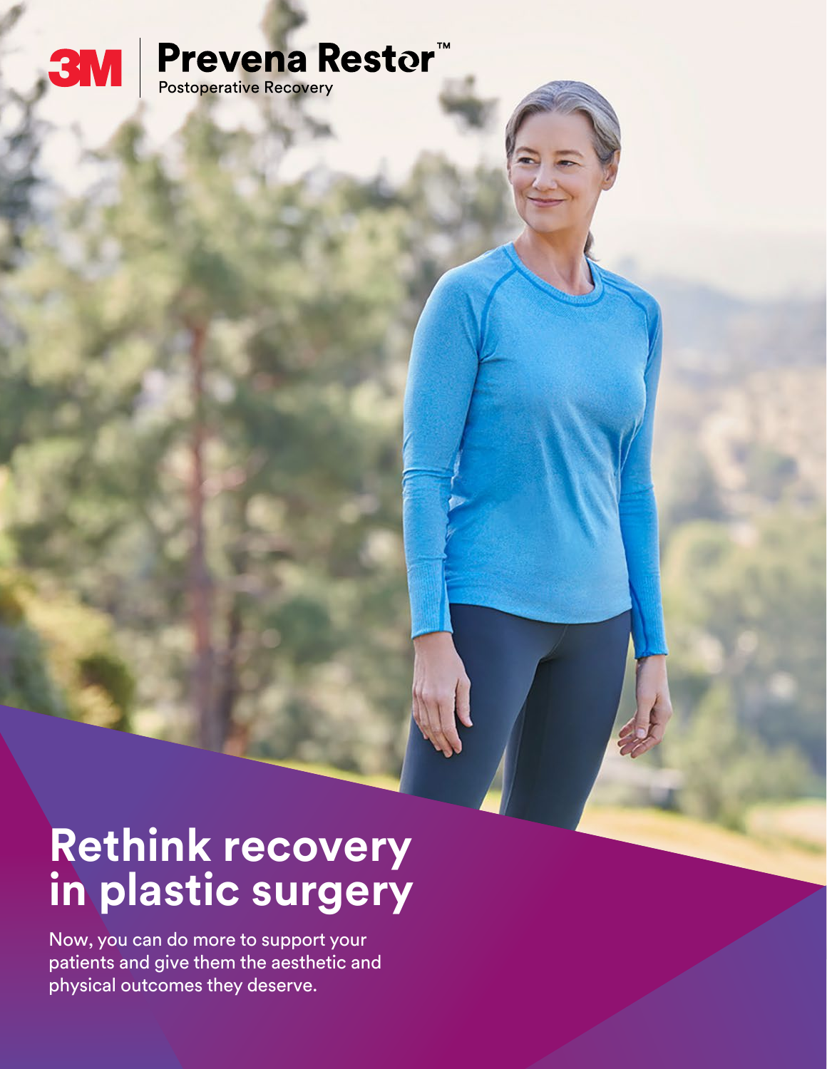3M | Prevena Restor™
Postoperative Recovery

# Rethink recovery in plastic surgery

Now, you can do more to support your patients and give them the aesthetic and physical outcomes they deserve.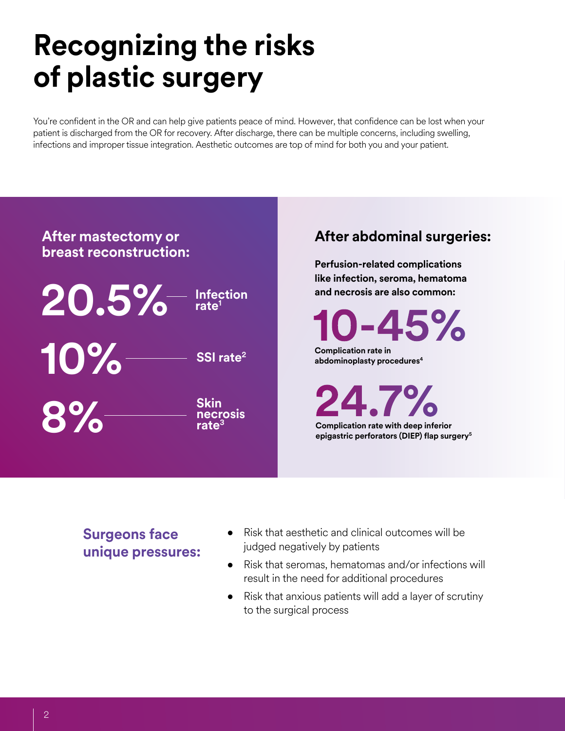# Recognizing the risks of plastic surgery

You're confident in the OR and can help give patients peace of mind. However, that confidence can be lost when your patient is discharged from the OR for recovery. After discharge, there can be multiple concerns, including swelling, infections and improper tissue integration. Aesthetic outcomes are top of mind for both you and your patient.

## After mastectomy or breast reconstruction:

**20.5%** — Infection rate[1]

**10%** — SSI rate[2]

**8%** — Skin necrosis rate[3]

## After abdominal surgeries:

**Perfusion-related complications like infection, seroma, hematoma and necrosis are also common:**

**10-45%**
Complication rate in abdominoplasty procedures[4]

**24.7%**
Complication rate with deep inferior epigastric perforators (DIEP) flap surgery[5]

### Surgeons face unique pressures:

- Risk that aesthetic and clinical outcomes will be judged negatively by patients
- Risk that seromas, hematomas and/or infections will result in the need for additional procedures
- Risk that anxious patients will add a layer of scrutiny to the surgical process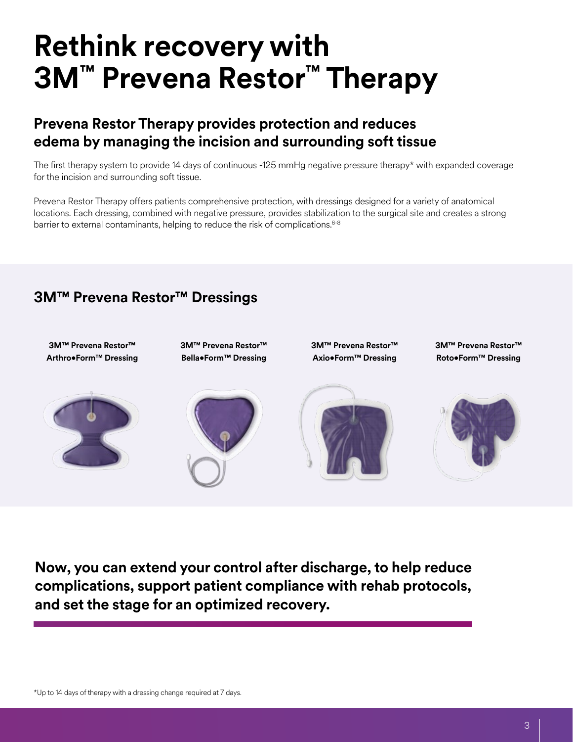# Rethink recovery with 3M™ Prevena Restor™ Therapy

## Prevena Restor Therapy provides protection and reduces edema by managing the incision and surrounding soft tissue

The first therapy system to provide 14 days of continuous -125 mmHg negative pressure therapy* with expanded coverage for the incision and surrounding soft tissue.

Prevena Restor Therapy offers patients comprehensive protection, with dressings designed for a variety of anatomical locations. Each dressing, combined with negative pressure, provides stabilization to the surgical site and creates a strong barrier to external contaminants, helping to reduce the risk of complications.[6-8]

## 3M™ Prevena Restor™ Dressings

**3M™ Prevena Restor™ Arthro•Form™ Dressing**

**3M™ Prevena Restor™ Bella•Form™ Dressing**

**3M™ Prevena Restor™ Axio•Form™ Dressing**

**3M™ Prevena Restor™ Roto•Form™ Dressing**

**Now, you can extend your control after discharge, to help reduce complications, support patient compliance with rehab protocols, and set the stage for an optimized recovery.**

*Up to 14 days of therapy with a dressing change required at 7 days.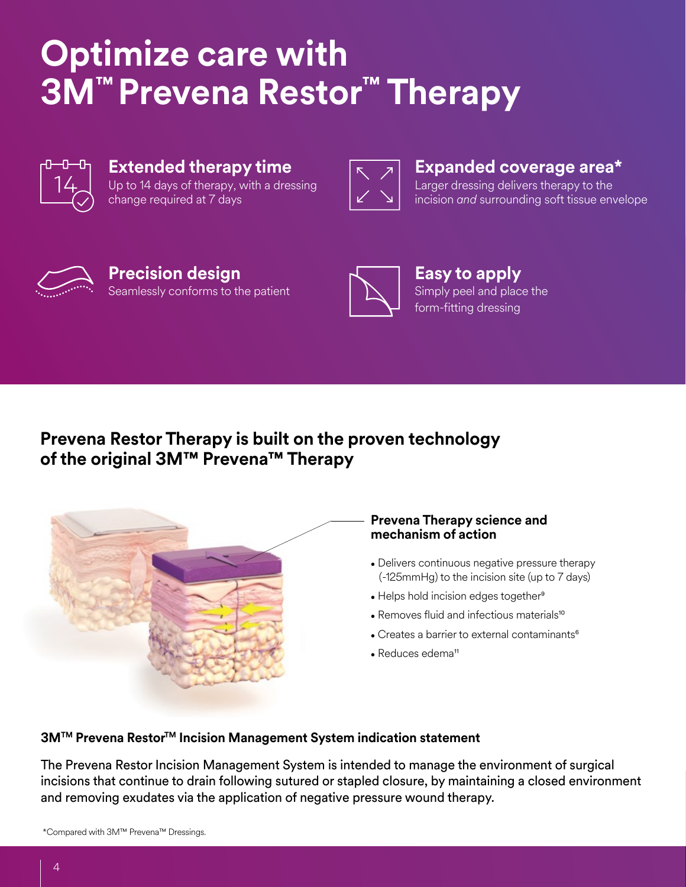# Optimize care with 3M™ Prevena Restor™ Therapy

### Extended therapy time

Up to 14 days of therapy, with a dressing change required at 7 days

### Expanded coverage area*

Larger dressing delivers therapy to the incision *and* surrounding soft tissue envelope

### Precision design

Seamlessly conforms to the patient

### Easy to apply

Simply peel and place the form-fitting dressing

## Prevena Restor Therapy is built on the proven technology of the original 3M™ Prevena™ Therapy

**Prevena Therapy science and mechanism of action**

- Delivers continuous negative pressure therapy (-125mmHg) to the incision site (up to 7 days)
- Helps hold incision edges together[9]
- Removes fluid and infectious materials[10]
- Creates a barrier to external contaminants[6]
- Reduces edema[11]

**3M™ Prevena Restor™ Incision Management System indication statement**

The Prevena Restor Incision Management System is intended to manage the environment of surgical incisions that continue to drain following sutured or stapled closure, by maintaining a closed environment and removing exudates via the application of negative pressure wound therapy.

*Compared with 3M™ Prevena™ Dressings.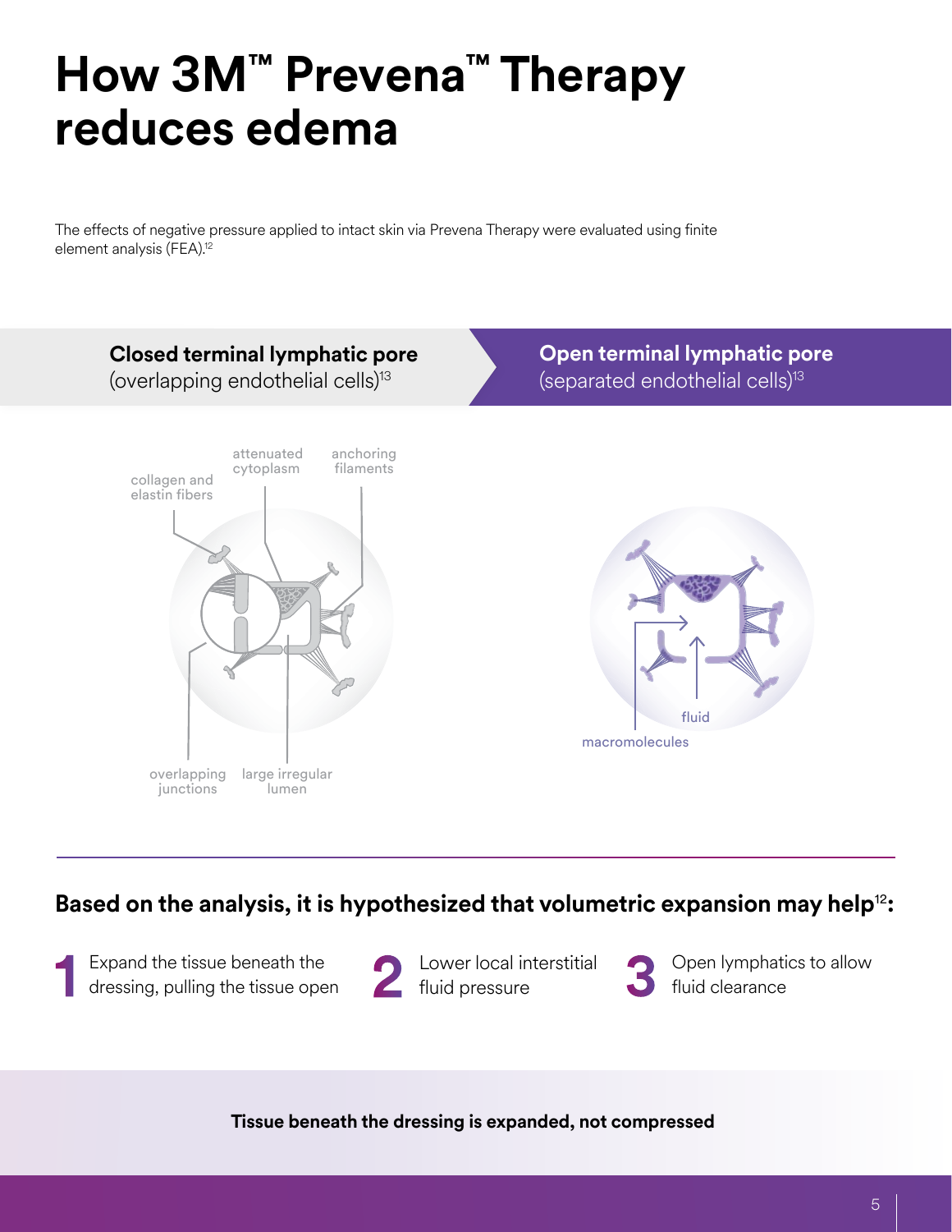# How 3M™ Prevena™ Therapy reduces edema

The effects of negative pressure applied to intact skin via Prevena Therapy were evaluated using finite element analysis (FEA).[12]

**Closed terminal lymphatic pore**
(overlapping endothelial cells)[13]

collagen and elastin fibers

attenuated cytoplasm

anchoring filaments

overlapping junctions

large irregular lumen

**Open terminal lymphatic pore**
(separated endothelial cells)[13]

fluid

macromolecules

## Based on the analysis, it is hypothesized that volumetric expansion may help[12]:

1. Expand the tissue beneath the dressing, pulling the tissue open
2. Lower local interstitial fluid pressure
3. Open lymphatics to allow fluid clearance

**Tissue beneath the dressing is expanded, not compressed**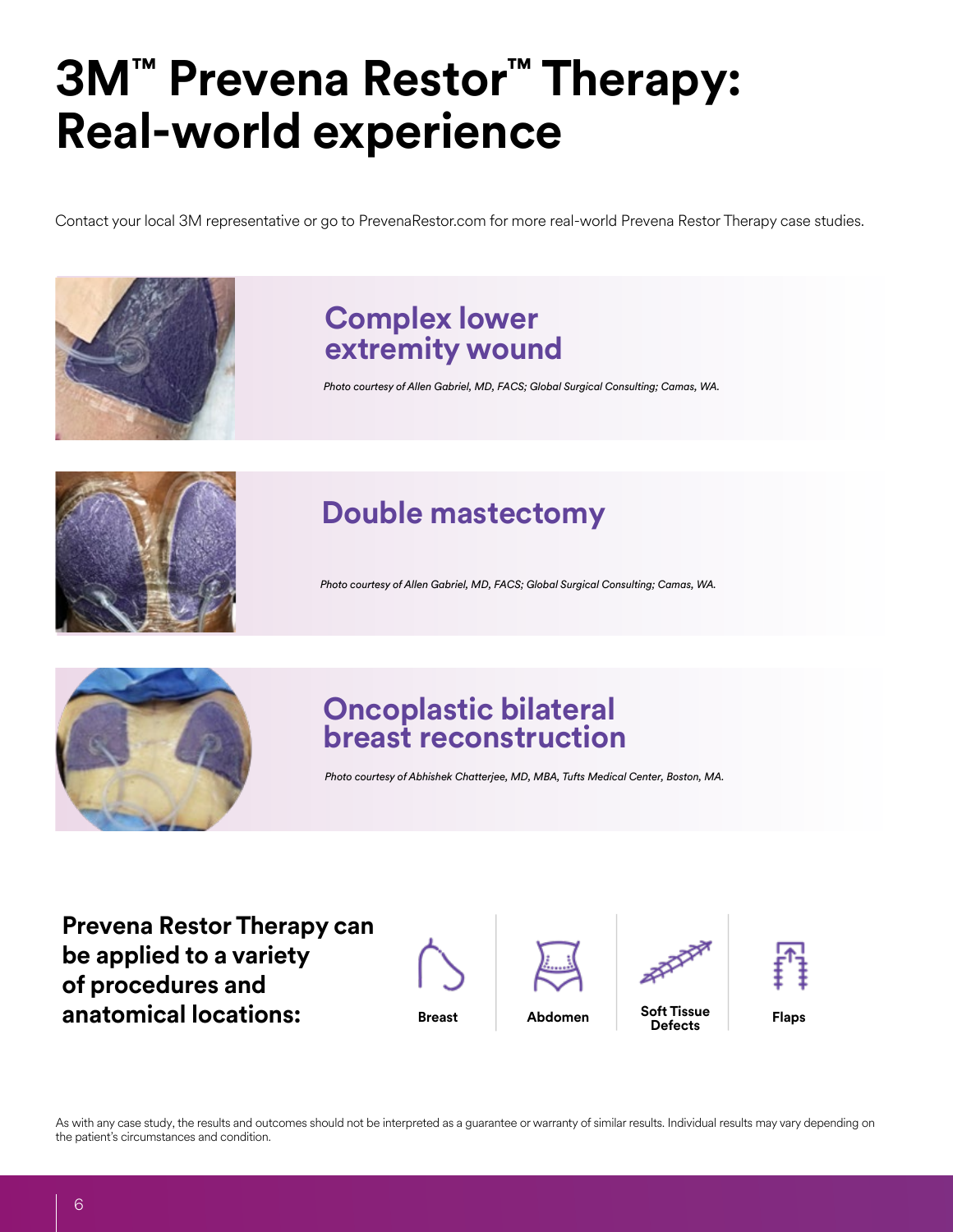# 3M™ Prevena Restor™ Therapy: Real-world experience

Contact your local 3M representative or go to PrevenaRestor.com for more real-world Prevena Restor Therapy case studies.

## Complex lower extremity wound

*Photo courtesy of Allen Gabriel, MD, FACS; Global Surgical Consulting; Camas, WA.*

## Double mastectomy

*Photo courtesy of Allen Gabriel, MD, FACS; Global Surgical Consulting; Camas, WA.*

## Oncoplastic bilateral breast reconstruction

*Photo courtesy of Abhishek Chatterjee, MD, MBA, Tufts Medical Center, Boston, MA.*

**Prevena Restor Therapy can be applied to a variety of procedures and anatomical locations:**

- **Breast**
- **Abdomen**
- **Soft Tissue Defects**
- **Flaps**

As with any case study, the results and outcomes should not be interpreted as a guarantee or warranty of similar results. Individual results may vary depending on the patient's circumstances and condition.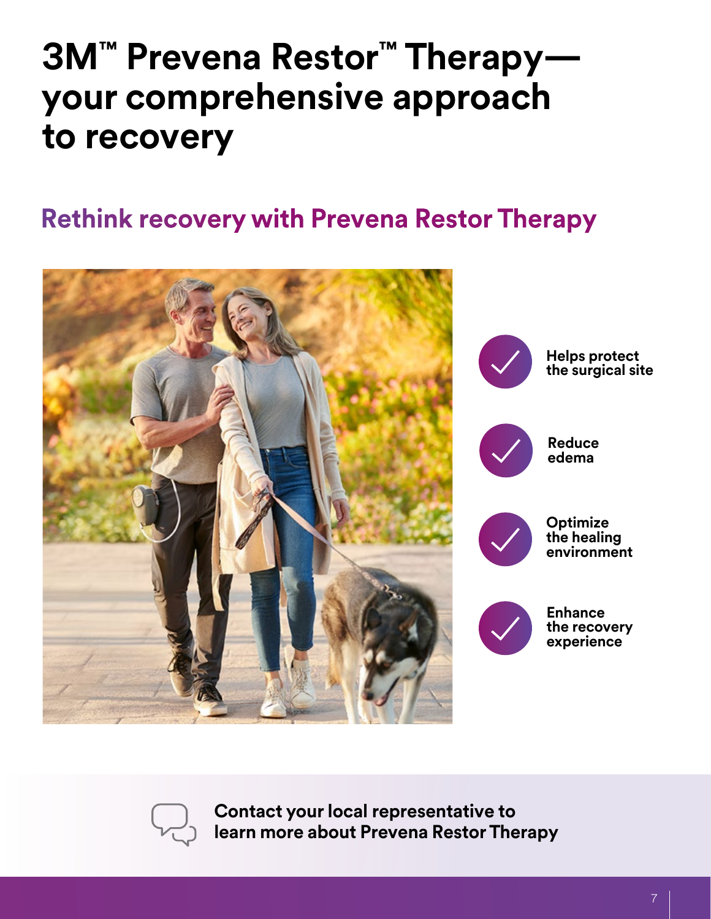# 3M™ Prevena Restor™ Therapy—your comprehensive approach to recovery

## Rethink recovery with Prevena Restor Therapy

- **Helps protect the surgical site**
- **Reduce edema**
- **Optimize the healing environment**
- **Enhance the recovery experience**

**Contact your local representative to learn more about Prevena Restor Therapy**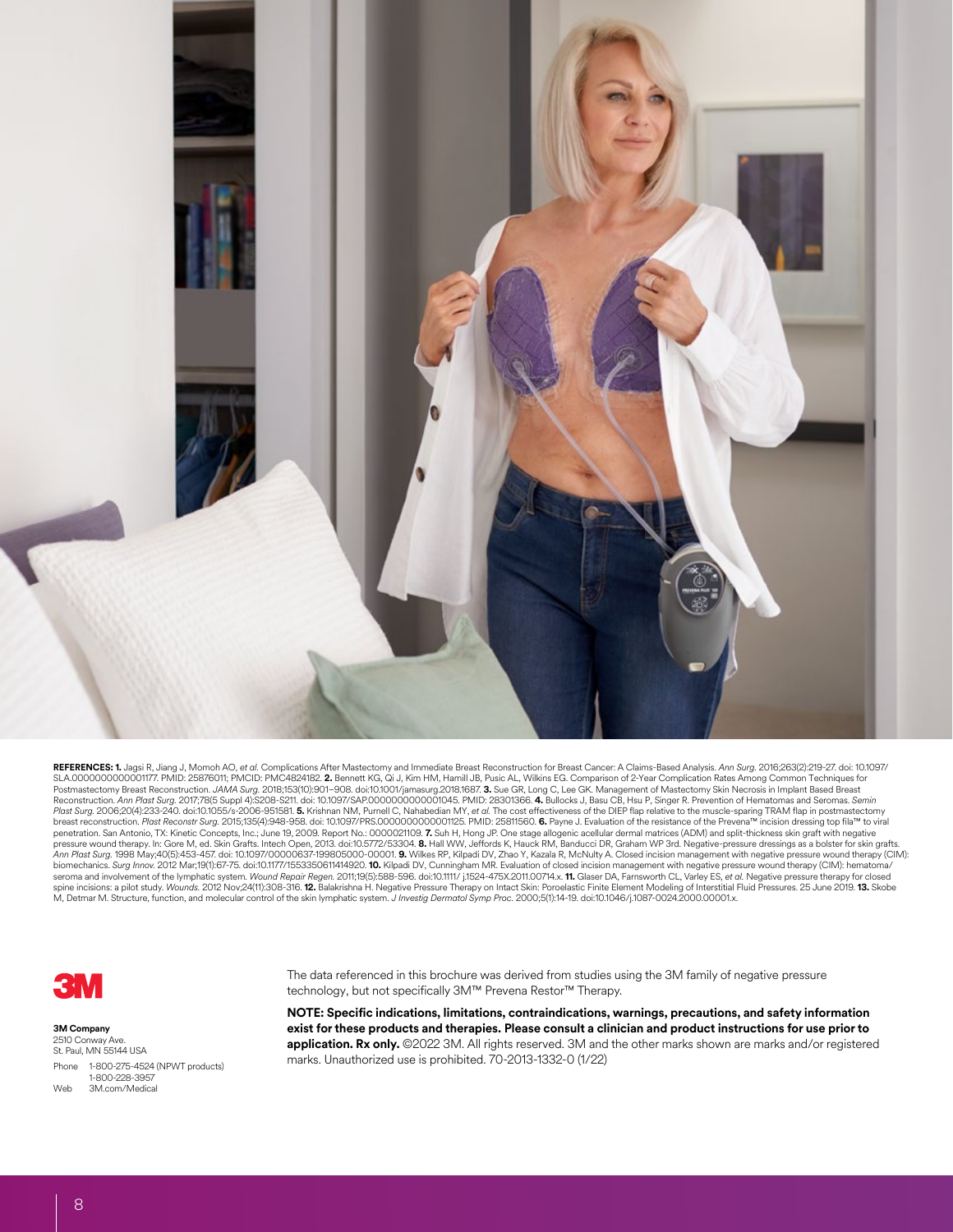**REFERENCES: 1.** Jagsi R, Jiang J, Momoh AO, *et al.* Complications After Mastectomy and Immediate Breast Reconstruction for Breast Cancer: A Claims-Based Analysis. *Ann Surg.* 2016;263(2):219-27. doi: 10.1097/SLA.0000000000001177. PMID: 25876011; PMCID: PMC4824182. **2.** Bennett KG, Qi J, Kim HM, Hamill JB, Pusic AL, Wilkins EG. Comparison of 2-Year Complication Rates Among Common Techniques for Postmastectomy Breast Reconstruction. *JAMA Surg.* 2018;153(10):901–908. doi:10.1001/jamasurg.2018.1687. **3.** Sue GR, Long C, Lee GK. Management of Mastectomy Skin Necrosis in Implant Based Breast Reconstruction. *Ann Plast Surg.* 2017;78(5 Suppl 4):S208-S211. doi: 10.1097/SAP.0000000000001045. PMID: 28301366. **4.** Bullocks J, Basu CB, Hsu P, Singer R. Prevention of Hematomas and Seromas. *Semin Plast Surg.* 2006;20(4):233-240. doi:10.1055/s-2006-951581. **5.** Krishnan NM, Purnell C, Nahabedian MY, *et al.* The cost effectiveness of the DIEP flap relative to the muscle-sparing TRAM flap in postmastectomy breast reconstruction. *Plast Reconstr Surg.* 2015;135(4):948-958. doi: 10.1097/PRS.0000000000001125. PMID: 25811560. **6.** Payne J. Evaluation of the resistance of the Prevena™ incision dressing top fila™ to viral penetration. San Antonio, TX: Kinetic Concepts, Inc.; June 19, 2009. Report No.: 0000021109. **7.** Suh H, Hong JP. One stage allogenic acellular dermal matrices (ADM) and split-thickness skin graft with negative pressure wound therapy. In: Gore M, ed. Skin Grafts. Intech Open, 2013. doi:10.5772/53304. **8.** Hall WW, Jeffords K, Hauck RM, Banducci DR, Graham WP 3rd. Negative-pressure dressings as a bolster for skin grafts. *Ann Plast Surg.* 1998 May;40(5):453-457. doi: 10.1097/00000637-199805000-00001. **9.** Wilkes RP, Kilpadi DV, Zhao Y, Kazala R, McNulty A. Closed incision management with negative pressure wound therapy (CIM): biomechanics. *Surg Innov.* 2012 Mar;19(1):67-75. doi:10.1177/1553350611414920. **10.** Kilpadi DV, Cunningham MR. Evaluation of closed incision management with negative pressure wound therapy (CIM): hematoma/seroma and involvement of the lymphatic system. *Wound Repair Regen.* 2011;19(5):588-596. doi:10.1111/ j.1524-475X.2011.00714.x. **11.** Glaser DA, Farnsworth CL, Varley ES, *et al.* Negative pressure therapy for closed spine incisions: a pilot study. *Wounds.* 2012 Nov;24(11):308-316. **12.** Balakrishna H. Negative Pressure Therapy on Intact Skin: Poroelastic Finite Element Modeling of Interstitial Fluid Pressures. 25 June 2019. **13.** Skobe M, Detmar M. Structure, function, and molecular control of the skin lymphatic system. *J Investig Dermatol Symp Proc.* 2000;5(1):14-19. doi:10.1046/j.1087-0024.2000.00001.x.

3M

**3M Company**
2510 Conway Ave.
St. Paul, MN 55144 USA

Phone 1-800-275-4524 (NPWT products)
1-800-228-3957
Web 3M.com/Medical

The data referenced in this brochure was derived from studies using the 3M family of negative pressure technology, but not specifically 3M™ Prevena Restor™ Therapy.

**NOTE: Specific indications, limitations, contraindications, warnings, precautions, and safety information exist for these products and therapies. Please consult a clinician and product instructions for use prior to application. Rx only.** ©2022 3M. All rights reserved. 3M and the other marks shown are marks and/or registered marks. Unauthorized use is prohibited. 70-2013-1332-0 (1/22)